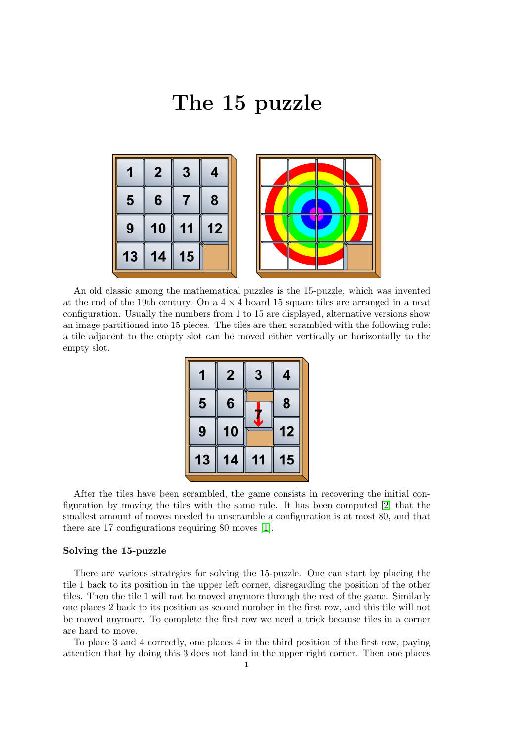# The 15 puzzle

An old classic among the mathematical puzzles is the 15-puzzle, which was invented at the end of the 19th century. On a $4 \times 4$ board 15 square tiles are arranged in a neat configuration. Usually the numbers from 1 to 15 are displayed, alternative versions show an image partitioned into 15 pieces. The tiles are then scrambled with the following rule: a tile adjacent to the empty slot can be moved either vertically or horizontally to the empty slot.

After the tiles have been scrambled, the game consists in recovering the initial configuration by moving the tiles with the same rule. It has been computed [2] that the smallest amount of moves needed to unscramble a configuration is at most 80, and that there are 17 configurations requiring 80 moves [1].

### Solving the 15-puzzle

There are various strategies for solving the 15-puzzle. One can start by placing the tile 1 back to its position in the upper left corner, disregarding the position of the other tiles. Then the tile 1 will not be moved anymore through the rest of the game. Similarly one places 2 back to its position as second number in the first row, and this tile will not be moved anymore. To complete the first row we need a trick because tiles in a corner are hard to move.

To place 3 and 4 correctly, one places 4 in the third position of the first row, paying attention that by doing this 3 does not land in the upper right corner. Then one places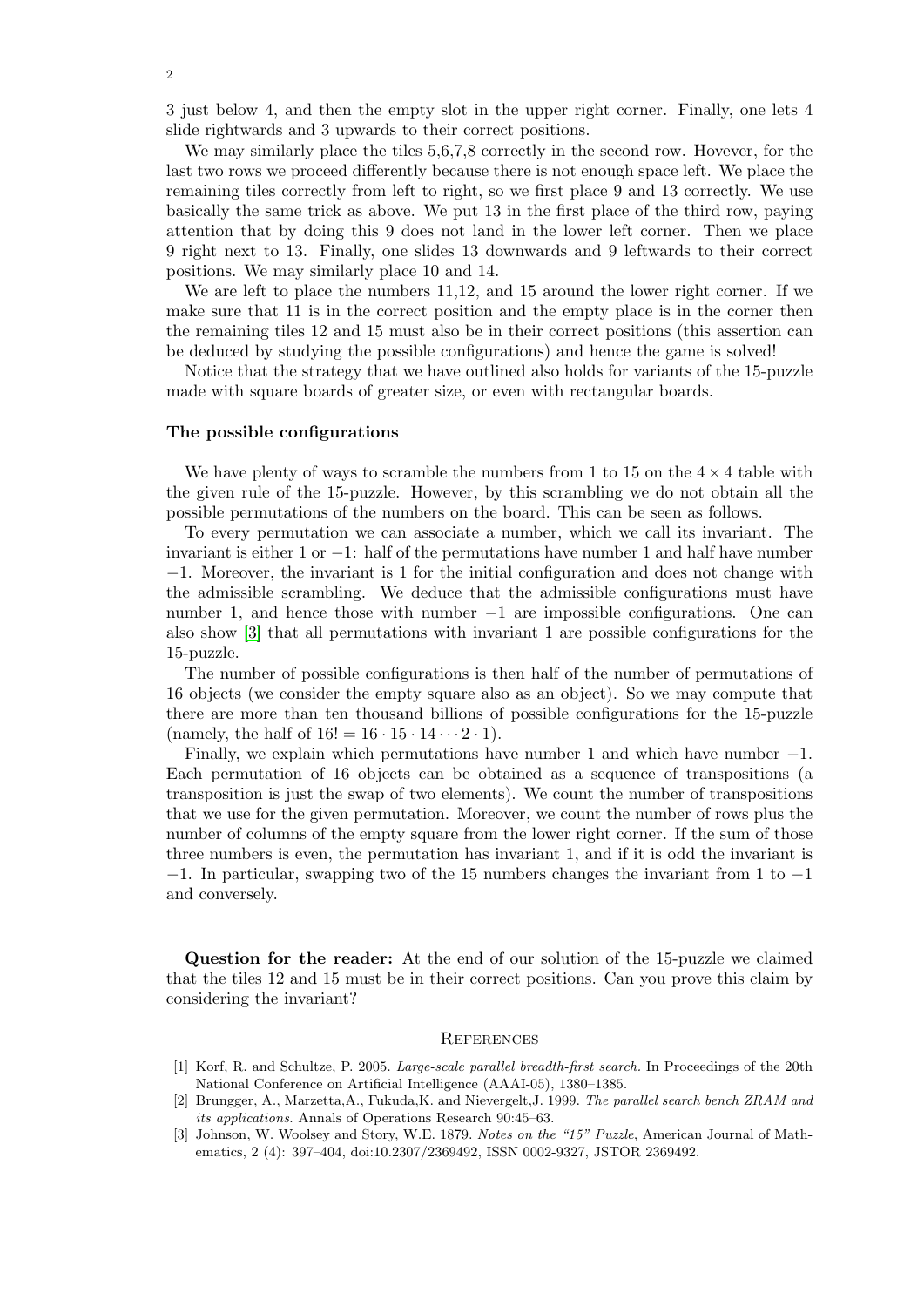3 just below 4, and then the empty slot in the upper right corner. Finally, one lets 4 slide rightwards and 3 upwards to their correct positions.

We may similarly place the tiles 5,6,7,8 correctly in the second row. Hovever, for the last two rows we proceed differently because there is not enough space left. We place the remaining tiles correctly from left to right, so we first place 9 and 13 correctly. We use basically the same trick as above. We put 13 in the first place of the third row, paying attention that by doing this 9 does not land in the lower left corner. Then we place 9 right next to 13. Finally, one slides 13 downwards and 9 leftwards to their correct positions. We may similarly place 10 and 14.

We are left to place the numbers 11,12, and 15 around the lower right corner. If we make sure that 11 is in the correct position and the empty place is in the corner then the remaining tiles 12 and 15 must also be in their correct positions (this assertion can be deduced by studying the possible configurations) and hence the game is solved!

Notice that the strategy that we have outlined also holds for variants of the 15-puzzle made with square boards of greater size, or even with rectangular boards.

### The possible configurations

We have plenty of ways to scramble the numbers from 1 to 15 on the $4 \times 4$ table with the given rule of the 15-puzzle. However, by this scrambling we do not obtain all the possible permutations of the numbers on the board. This can be seen as follows.

To every permutation we can associate a number, which we call its invariant. The invariant is either 1 or $-1$: half of the permutations have number 1 and half have number $-1$. Moreover, the invariant is 1 for the initial configuration and does not change with the admissible scrambling. We deduce that the admissible configurations must have number 1, and hence those with number $-1$ are impossible configurations. One can also show [3] that all permutations with invariant 1 are possible configurations for the 15-puzzle.

The number of possible configurations is then half of the number of permutations of 16 objects (we consider the empty square also as an object). So we may compute that there are more than ten thousand billions of possible configurations for the 15-puzzle (namely, the half of $16! = 16 \cdot 15 \cdot 14 \cdots 2 \cdot 1$).

Finally, we explain which permutations have number 1 and which have number $-1$. Each permutation of 16 objects can be obtained as a sequence of transpositions (a transposition is just the swap of two elements). We count the number of transpositions that we use for the given permutation. Moreover, we count the number of rows plus the number of columns of the empty square from the lower right corner. If the sum of those three numbers is even, the permutation has invariant 1, and if it is odd the invariant is $-1$. In particular, swapping two of the 15 numbers changes the invariant from 1 to $-1$ and conversely.

**Question for the reader:** At the end of our solution of the 15-puzzle we claimed that the tiles 12 and 15 must be in their correct positions. Can you prove this claim by considering the invariant?

## References

[1] Korf, R. and Schultze, P. 2005. *Large-scale parallel breadth-first search.* In Proceedings of the 20th National Conference on Artificial Intelligence (AAAI-05), 1380–1385.

[2] Brungger, A., Marzetta,A., Fukuda,K. and Nievergelt,J. 1999. *The parallel search bench ZRAM and its applications.* Annals of Operations Research 90:45–63.

[3] Johnson, W. Woolsey and Story, W.E. 1879. *Notes on the "15" Puzzle*, American Journal of Mathematics, 2 (4): 397–404, doi:10.2307/2369492, ISSN 0002-9327, JSTOR 2369492.